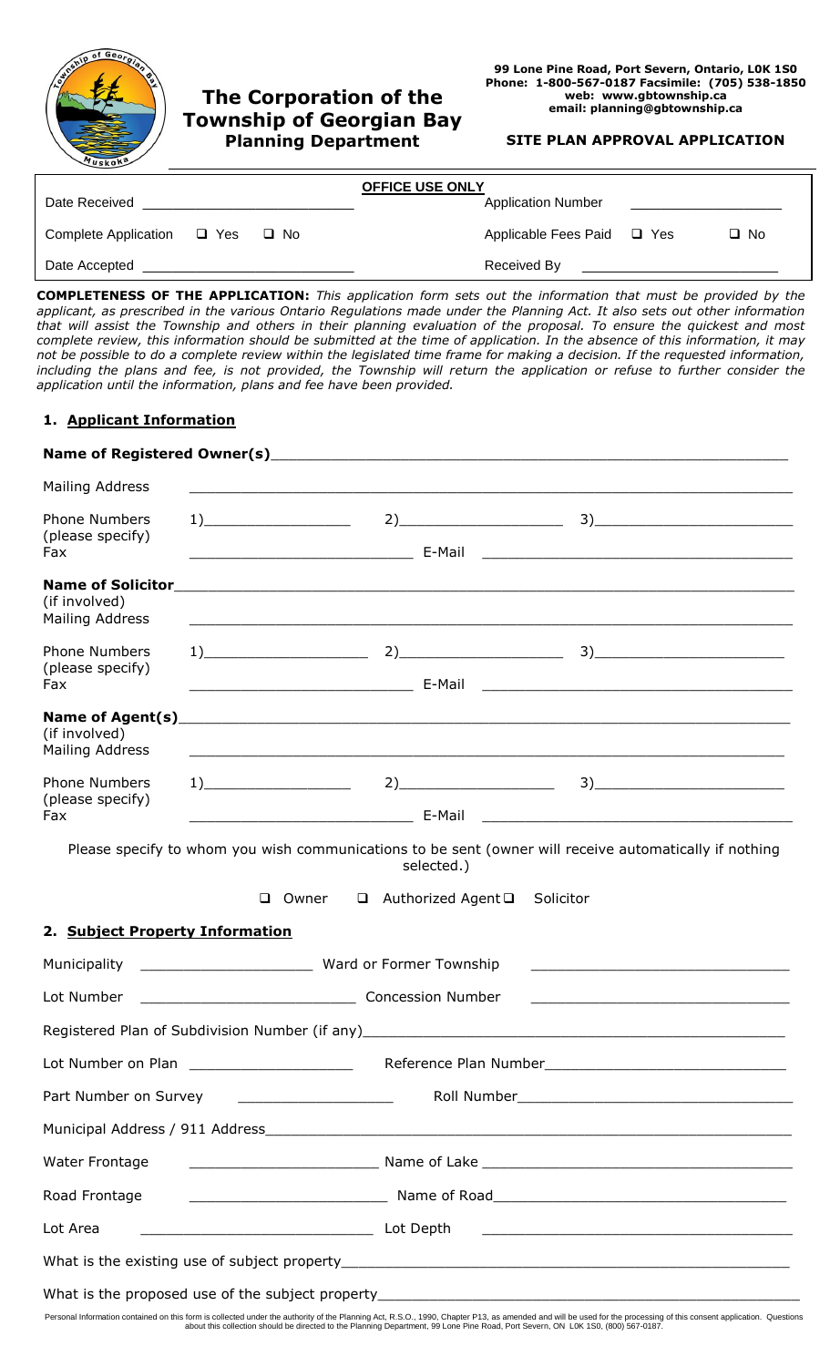# The Corporation of the Township of Georgian Bay

**Planning Department**

**99 Lone Pine Road, Port Severn, Ontario, L0K 1S0**
**Phone: 1-800-567-0187 Facsimile: (705) 538-1850**
**web: www.gbtownship.ca**
**email: planning@gbtownship.ca**

**SITE PLAN APPROVAL APPLICATION**

| OFFICE USE ONLY | | | |
|---|---|---|---|
| Date Received | ______________________ | Application Number | ______________________ |
| Complete Application | ❑ Yes ❑ No | Applicable Fees Paid | ❑ Yes ❑ No |
| Date Accepted | ______________________ | Received By | ______________________ |

**COMPLETENESS OF THE APPLICATION:** *This application form sets out the information that must be provided by the applicant, as prescribed in the various Ontario Regulations made under the Planning Act. It also sets out other information that will assist the Township and others in their planning evaluation of the proposal. To ensure the quickest and most complete review, this information should be submitted at the time of application. In the absence of this information, it may not be possible to do a complete review within the legislated time frame for making a decision. If the requested information, including the plans and fee, is not provided, the Township will return the application or refuse to further consider the application until the information, plans and fee have been provided.*

## 1. Applicant Information

**Name of Registered Owner(s)**______________________________________________

Mailing Address ______________________________________________

Phone Numbers (please specify) 1)______________ 2)______________ 3)______________

Fax ______________ E-Mail ______________

**Name of Solicitor**______________________________________________
(if involved)

Mailing Address ______________________________________________

Phone Numbers (please specify) 1)______________ 2)______________ 3)______________

Fax ______________ E-Mail ______________

**Name of Agent(s)**______________________________________________
(if involved)

Mailing Address ______________________________________________

Phone Numbers (please specify) 1)______________ 2)______________ 3)______________

Fax ______________ E-Mail ______________

Please specify to whom you wish communications to be sent (owner will receive automatically if nothing selected.)

❑ Owner ❑ Authorized Agent ❑ Solicitor

## 2. Subject Property Information

Municipality ______________ Ward or Former Township ______________

Lot Number ______________ Concession Number ______________

Registered Plan of Subdivision Number (if any)______________________________

Lot Number on Plan ______________ Reference Plan Number______________

Part Number on Survey ______________ Roll Number______________

Municipal Address / 911 Address______________________________

Water Frontage ______________ Name of Lake ______________

Road Frontage ______________ Name of Road______________

Lot Area ______________ Lot Depth ______________

What is the existing use of subject property______________________________

What is the proposed use of the subject property______________________________

Personal Information contained on this form is collected under the authority of the Planning Act, R.S.O., 1990, Chapter P13, as amended and will be used for the processing of this consent application. Questions about this collection should be directed to the Planning Department, 99 Lone Pine Road, Port Severn, ON L0K 1S0, (800) 567-0187.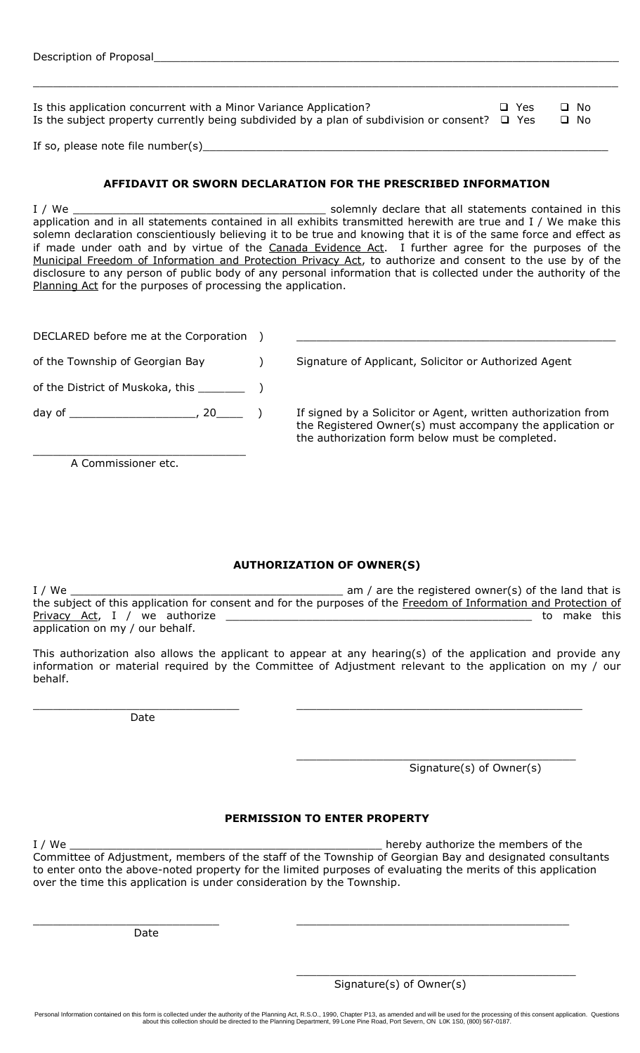Description of Proposal______________________________________________________________________________

_____________________________________________________________________________________________

Is this application concurrent with a Minor Variance Application? ❑ Yes ❑ No
Is the subject property currently being subdivided by a plan of subdivision or consent? ❑ Yes ❑ No

If so, please note file number(s)_______________________________________________________________

### AFFIDAVIT OR SWORN DECLARATION FOR THE PRESCRIBED INFORMATION

I / We _____________________________________ solemnly declare that all statements contained in this application and in all statements contained in all exhibits transmitted herewith are true and I / We make this solemn declaration conscientiously believing it to be true and knowing that it is of the same force and effect as if made under oath and by virtue of the Canada Evidence Act. I further agree for the purposes of the Municipal Freedom of Information and Protection Privacy Act, to authorize and consent to the use by of the disclosure to any person of public body of any personal information that is collected under the authority of the Planning Act for the purposes of processing the application.

DECLARED before me at the Corporation )
of the Township of Georgian Bay )
of the District of Muskoka, this _______ )
day of __________________, 20____ )

_________________________________
A Commissioner etc.

_________________________________________________
Signature of Applicant, Solicitor or Authorized Agent

If signed by a Solicitor or Agent, written authorization from the Registered Owner(s) must accompany the application or the authorization form below must be completed.

### AUTHORIZATION OF OWNER(S)

I / We _________________________________________ am / are the registered owner(s) of the land that is the subject of this application for consent and for the purposes of the Freedom of Information and Protection of Privacy Act, I / we authorize ______________________________________________ to make this application on my / our behalf.

This authorization also allows the applicant to appear at any hearing(s) of the application and provide any information or material required by the Committee of Adjustment relevant to the application on my / our behalf.

_______________________________
Date

_____________________________________________

_____________________________________________
Signature(s) of Owner(s)

### PERMISSION TO ENTER PROPERTY

I / We _________________________________________________ hereby authorize the members of the Committee of Adjustment, members of the staff of the Township of Georgian Bay and designated consultants to enter onto the above-noted property for the limited purposes of evaluating the merits of this application over the time this application is under consideration by the Township.

_____________________________
Date

_____________________________________________

_____________________________________________
Signature(s) of Owner(s)

Personal Information contained on this form is collected under the authority of the Planning Act, R.S.O., 1990, Chapter P13, as amended and will be used for the processing of this consent application. Questions about this collection should be directed to the Planning Department, 99 Lone Pine Road, Port Severn, ON L0K 1S0, (800) 567-0187.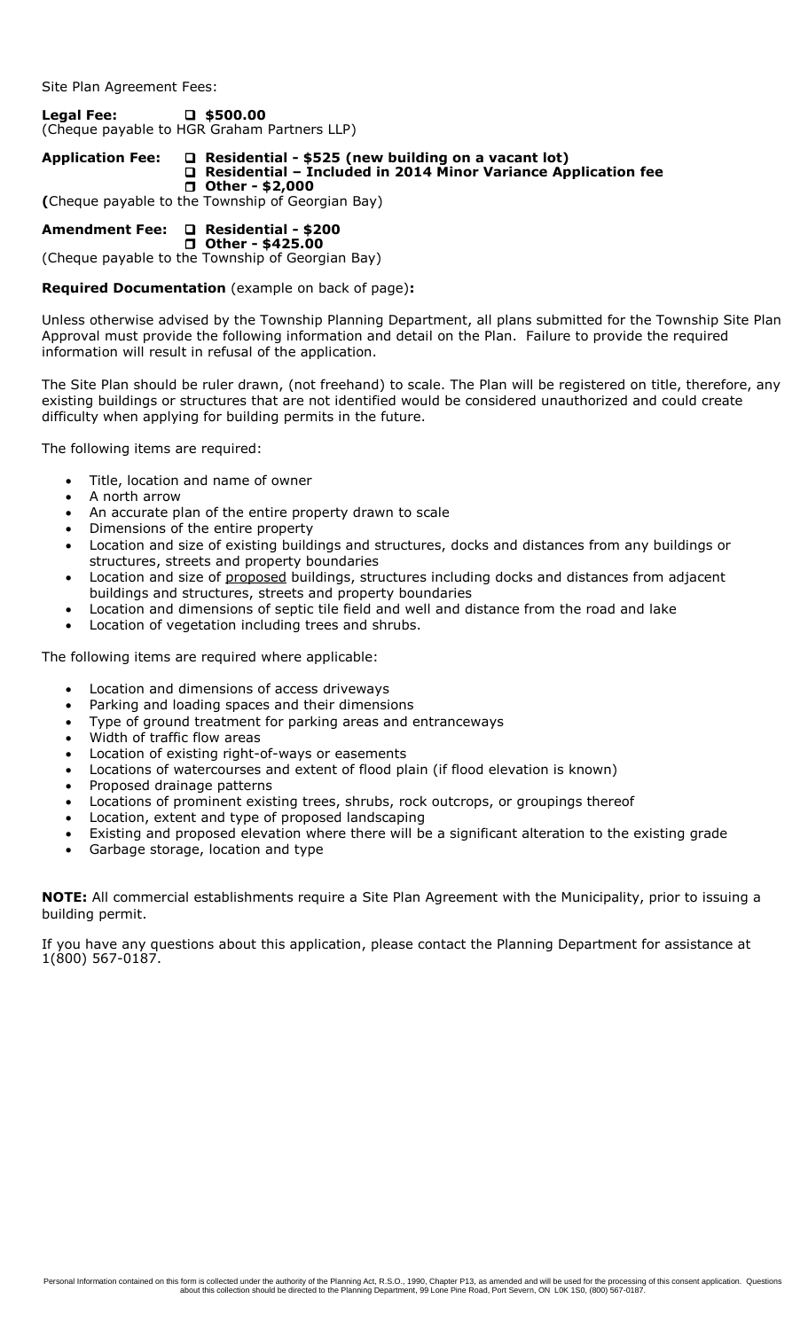Site Plan Agreement Fees:

**Legal Fee:** ❑ **$500.00**
(Cheque payable to HGR Graham Partners LLP)

**Application Fee:**
- ❑ **Residential - $525 (new building on a vacant lot)**
- ❑ **Residential – Included in 2014 Minor Variance Application fee**
- ❑ **Other - $2,000**

**(**Cheque payable to the Township of Georgian Bay)

**Amendment Fee:**
- ❑ **Residential - $200**
- ❑ **Other - $425.00**

(Cheque payable to the Township of Georgian Bay)

**Required Documentation** (example on back of page)**:**

Unless otherwise advised by the Township Planning Department, all plans submitted for the Township Site Plan Approval must provide the following information and detail on the Plan. Failure to provide the required information will result in refusal of the application.

The Site Plan should be ruler drawn, (not freehand) to scale. The Plan will be registered on title, therefore, any existing buildings or structures that are not identified would be considered unauthorized and could create difficulty when applying for building permits in the future.

The following items are required:

- Title, location and name of owner
- A north arrow
- An accurate plan of the entire property drawn to scale
- Dimensions of the entire property
- Location and size of existing buildings and structures, docks and distances from any buildings or structures, streets and property boundaries
- Location and size of proposed buildings, structures including docks and distances from adjacent buildings and structures, streets and property boundaries
- Location and dimensions of septic tile field and well and distance from the road and lake
- Location of vegetation including trees and shrubs.

The following items are required where applicable:

- Location and dimensions of access driveways
- Parking and loading spaces and their dimensions
- Type of ground treatment for parking areas and entranceways
- Width of traffic flow areas
- Location of existing right-of-ways or easements
- Locations of watercourses and extent of flood plain (if flood elevation is known)
- Proposed drainage patterns
- Locations of prominent existing trees, shrubs, rock outcrops, or groupings thereof
- Location, extent and type of proposed landscaping
- Existing and proposed elevation where there will be a significant alteration to the existing grade
- Garbage storage, location and type

**NOTE:** All commercial establishments require a Site Plan Agreement with the Municipality, prior to issuing a building permit.

If you have any questions about this application, please contact the Planning Department for assistance at 1(800) 567-0187.

Personal Information contained on this form is collected under the authority of the Planning Act, R.S.O., 1990, Chapter P13, as amended and will be used for the processing of this consent application. Questions about this collection should be directed to the Planning Department, 99 Lone Pine Road, Port Severn, ON L0K 1S0, (800) 567-0187.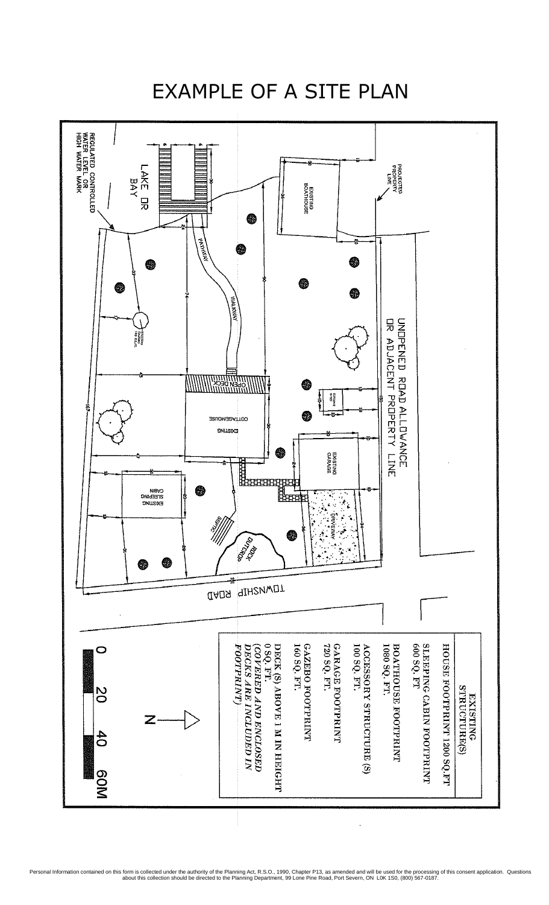# EXAMPLE OF A SITE PLAN

PROJECTED PROPERTY LINE

EXISTING BOATHOUSE

UNOPENED ROAD ALLOWANCE OR ADJACENT PROPERTY LINE

LAKE OR BAY

REGULATED CONTROLLED WATER LEVEL OR HIGH WATER MARK

PATHWAY

WALKWAY

OPEN DECK

EXISTING COTTAGE/HOUSE

EXISTING GARAGE

DRIVEWAY

EXISTING SLEEPING CABIN

SEPTIC

ROCK OUTCROP

TOWNSHIP ROAD

**EXISTING STRUCTURE(S)**

HOUSE FOOTPRINT 1200 SQ.FT

SLEEPING CABIN FOOTPRINT 600 SQ. FT

BOATHOUSE FOOTPRINT 1080 SQ. FT.

ACCESSORY STRUCTURE (S) 100 SQ. FT.

GARAGE FOOTPRINT 720 SQ. FT.

GAZEBO FOOTPRINT 160 SQ. FT.

DECK (S) ABOVE 1 M IN HEIGHT 0 SQ. FT.

*(COVERED AND ENCLOSED DECKS ARE INCLUDED IN FOOTPRINT)*

N

0 20 40 60M

Personal Information contained on this form is collected under the authority of the Planning Act, R.S.O., 1990, Chapter P13, as amended and will be used for the processing of this consent application. Questions about this collection should be directed to the Planning Department, 99 Lone Pine Road, Port Severn, ON L0K 1S0, (800) 567-0187.